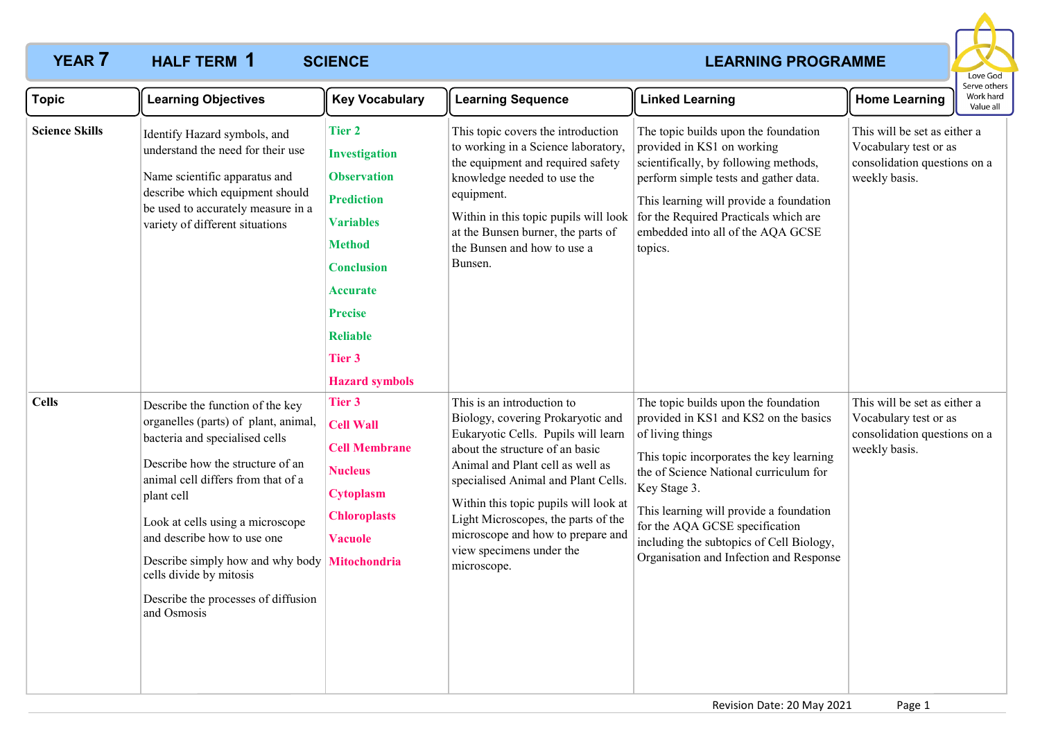# YEAR 7 HALF TERM 1 SCIENCE LEARNING PROGRAMME

Love God
Serve others
Work hard
Value all

| Topic | Learning Objectives | Key Vocabulary | Learning Sequence | Linked Learning | Home Learning |
|---|---|---|---|---|---|
| **Science Skills** | Identify Hazard symbols, and understand the need for their use<br><br>Name scientific apparatus and describe which equipment should be used to accurately measure in a variety of different situations | **Tier 2**<br>**Investigation**<br>**Observation**<br>**Prediction**<br>**Variables**<br>**Method**<br>**Conclusion**<br>**Accurate**<br>**Precise**<br>**Reliable**<br>**Tier 3**<br>**Hazard symbols** | This topic covers the introduction to working in a Science laboratory, the equipment and required safety knowledge needed to use the equipment.<br><br>Within in this topic pupils will look at the Bunsen burner, the parts of the Bunsen and how to use a Bunsen. | The topic builds upon the foundation provided in KS1 on working scientifically, by following methods, perform simple tests and gather data.<br><br>This learning will provide a foundation for the Required Practicals which are embedded into all of the AQA GCSE topics. | This will be set as either a Vocabulary test or as consolidation questions on a weekly basis. |
| **Cells** | Describe the function of the key organelles (parts) of plant, animal, bacteria and specialised cells<br><br>Describe how the structure of an animal cell differs from that of a plant cell<br><br>Look at cells using a microscope and describe how to use one<br><br>Describe simply how and why body cells divide by mitosis<br><br>Describe the processes of diffusion and Osmosis | **Tier 3**<br>**Cell Wall**<br>**Cell Membrane**<br>**Nucleus**<br>**Cytoplasm**<br>**Chloroplasts**<br>**Vacuole**<br>**Mitochondria** | This is an introduction to Biology, covering Prokaryotic and Eukaryotic Cells. Pupils will learn about the structure of an basic Animal and Plant cell as well as specialised Animal and Plant Cells.<br><br>Within this topic pupils will look at Light Microscopes, the parts of the microscope and how to prepare and view specimens under the microscope. | The topic builds upon the foundation provided in KS1 and KS2 on the basics of living things<br><br>This topic incorporates the key learning the of Science National curriculum for Key Stage 3.<br><br>This learning will provide a foundation for the AQA GCSE specification including the subtopics of Cell Biology, Organisation and Infection and Response | This will be set as either a Vocabulary test or as consolidation questions on a weekly basis. |

Revision Date: 20 May 2021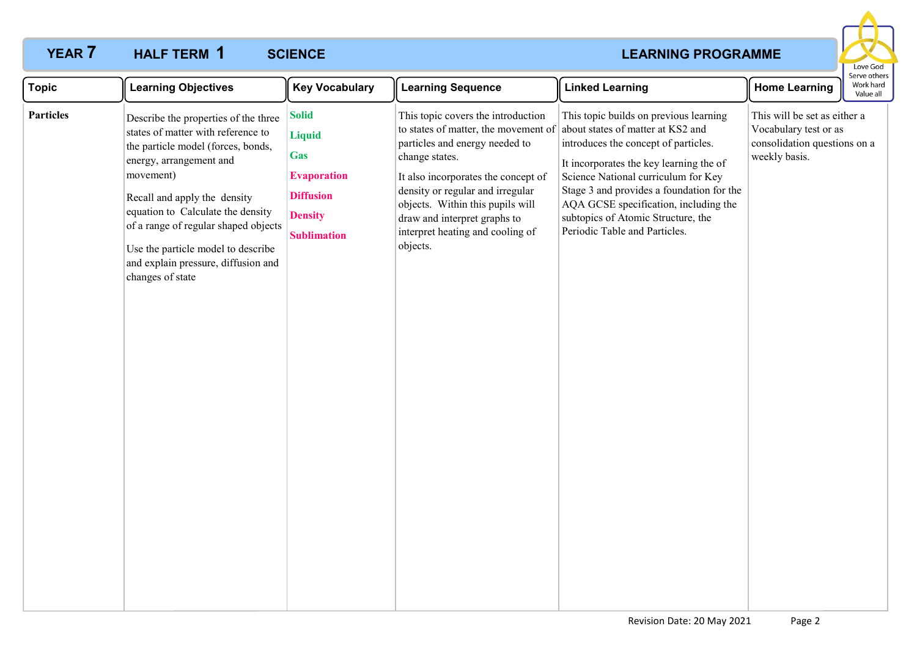**YEAR 7 HALF TERM 1 SCIENCE LEARNING PROGRAMME**

| Topic | Learning Objectives | Key Vocabulary | Learning Sequence | Linked Learning | Home Learning |
|---|---|---|---|---|---|
| **Particles** | Describe the properties of the three states of matter with reference to the particle model (forces, bonds, energy, arrangement and movement)<br><br>Recall and apply the density equation to Calculate the density of a range of regular shaped objects<br><br>Use the particle model to describe and explain pressure, diffusion and changes of state | **Solid**<br>**Liquid**<br>**Gas**<br>**Evaporation**<br>**Diffusion**<br>**Density**<br>**Sublimation** | This topic covers the introduction to states of matter, the movement of particles and energy needed to change states.<br><br>It also incorporates the concept of density or regular and irregular objects. Within this pupils will draw and interpret graphs to interpret heating and cooling of objects. | This topic builds on previous learning about states of matter at KS2 and introduces the concept of particles.<br><br>It incorporates the key learning the of Science National curriculum for Key Stage 3 and provides a foundation for the AQA GCSE specification, including the subtopics of Atomic Structure, the Periodic Table and Particles. | This will be set as either a Vocabulary test or as consolidation questions on a weekly basis. |

Revision Date: 20 May 2021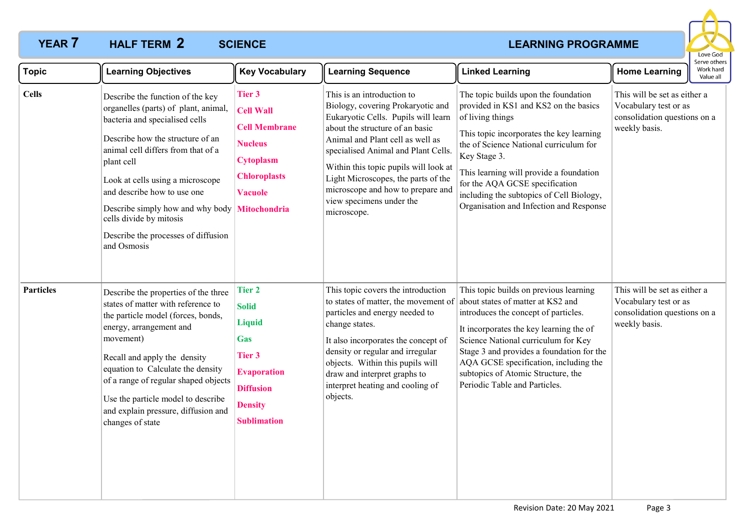# YEAR 7 HALF TERM 2 SCIENCE LEARNING PROGRAMME

Love God
Serve others
Work hard
Value all

| Topic | Learning Objectives | Key Vocabulary | Learning Sequence | Linked Learning | Home Learning |
|---|---|---|---|---|---|
| **Cells** | Describe the function of the key organelles (parts) of plant, animal, bacteria and specialised cells<br><br>Describe how the structure of an animal cell differs from that of a plant cell<br><br>Look at cells using a microscope and describe how to use one<br><br>Describe simply how and why body cells divide by mitosis<br><br>Describe the processes of diffusion and Osmosis | **Tier 3**<br>**Cell Wall**<br>**Cell Membrane**<br>**Nucleus**<br>**Cytoplasm**<br>**Chloroplasts**<br>**Vacuole**<br>**Mitochondria** | This is an introduction to Biology, covering Prokaryotic and Eukaryotic Cells. Pupils will learn about the structure of an basic Animal and Plant cell as well as specialised Animal and Plant Cells.<br><br>Within this topic pupils will look at Light Microscopes, the parts of the microscope and how to prepare and view specimens under the microscope. | The topic builds upon the foundation provided in KS1 and KS2 on the basics of living things<br><br>This topic incorporates the key learning the of Science National curriculum for Key Stage 3.<br><br>This learning will provide a foundation for the AQA GCSE specification including the subtopics of Cell Biology, Organisation and Infection and Response | This will be set as either a Vocabulary test or as consolidation questions on a weekly basis. |
| **Particles** | Describe the properties of the three states of matter with reference to the particle model (forces, bonds, energy, arrangement and movement)<br><br>Recall and apply the density equation to Calculate the density of a range of regular shaped objects<br><br>Use the particle model to describe and explain pressure, diffusion and changes of state | **Tier 2**<br>**Solid**<br>**Liquid**<br>**Gas**<br>**Tier 3**<br>**Evaporation**<br>**Diffusion**<br>**Density**<br>**Sublimation** | This topic covers the introduction to states of matter, the movement of particles and energy needed to change states.<br><br>It also incorporates the concept of density or regular and irregular objects. Within this pupils will draw and interpret graphs to interpret heating and cooling of objects. | This topic builds on previous learning about states of matter at KS2 and introduces the concept of particles.<br><br>It incorporates the key learning the of Science National curriculum for Key Stage 3 and provides a foundation for the AQA GCSE specification, including the subtopics of Atomic Structure, the Periodic Table and Particles. | This will be set as either a Vocabulary test or as consolidation questions on a weekly basis. |

Revision Date: 20 May 2021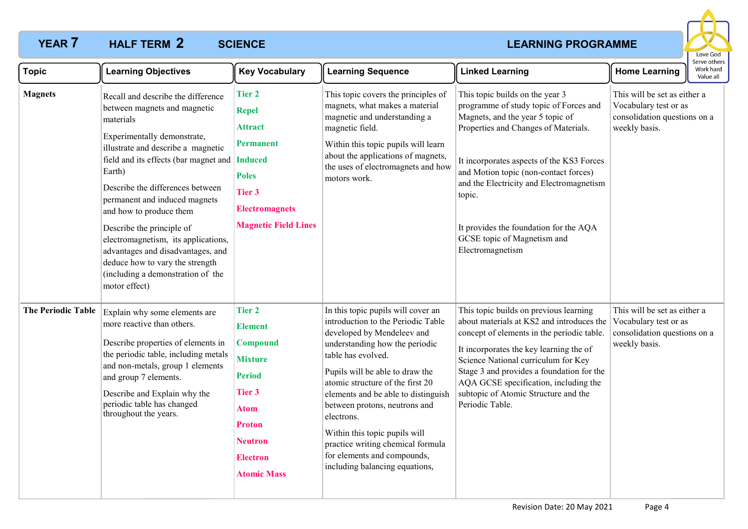# YEAR 7 HALF TERM 2 SCIENCE LEARNING PROGRAMME

Love God
Serve others
Work hard
Value all

| Topic | Learning Objectives | Key Vocabulary | Learning Sequence | Linked Learning | Home Learning |
|---|---|---|---|---|---|
| **Magnets** | Recall and describe the difference between magnets and magnetic materials<br><br>Experimentally demonstrate, illustrate and describe a magnetic field and its effects (bar magnet and Earth)<br><br>Describe the differences between permanent and induced magnets and how to produce them<br><br>Describe the principle of electromagnetism, its applications, advantages and disadvantages, and deduce how to vary the strength (including a demonstration of the motor effect) | **Tier 2**<br>**Repel**<br>**Attract**<br>**Permanent**<br>**Induced**<br>**Poles**<br>**Tier 3**<br>**Electromagnets**<br>**Magnetic Field Lines** | This topic covers the principles of magnets, what makes a material magnetic and understanding a magnetic field.<br><br>Within this topic pupils will learn about the applications of magnets, the uses of electromagnets and how motors work. | This topic builds on the year 3 programme of study topic of Forces and Magnets, and the year 5 topic of Properties and Changes of Materials.<br><br>It incorporates aspects of the KS3 Forces and Motion topic (non-contact forces) and the Electricity and Electromagnetism topic.<br><br>It provides the foundation for the AQA GCSE topic of Magnetism and Electromagnetism | This will be set as either a Vocabulary test or as consolidation questions on a weekly basis. |
| **The Periodic Table** | Explain why some elements are more reactive than others.<br><br>Describe properties of elements in the periodic table, including metals and non-metals, group 1 elements and group 7 elements.<br><br>Describe and Explain why the periodic table has changed throughout the years. | **Tier 2**<br>**Element**<br>**Compound**<br>**Mixture**<br>**Period**<br>**Tier 3**<br>**Atom**<br>**Proton**<br>**Neutron**<br>**Electron**<br>**Atomic Mass** | In this topic pupils will cover an introduction to the Periodic Table developed by Mendeleev and understanding how the periodic table has evolved.<br><br>Pupils will be able to draw the atomic structure of the first 20 elements and be able to distinguish between protons, neutrons and electrons.<br><br>Within this topic pupils will practice writing chemical formula for elements and compounds, including balancing equations, | This topic builds on previous learning about materials at KS2 and introduces the concept of elements in the periodic table.<br><br>It incorporates the key learning the of Science National curriculum for Key Stage 3 and provides a foundation for the AQA GCSE specification, including the subtopic of Atomic Structure and the Periodic Table. | This will be set as either a Vocabulary test or as consolidation questions on a weekly basis. |

Revision Date: 20 May 2021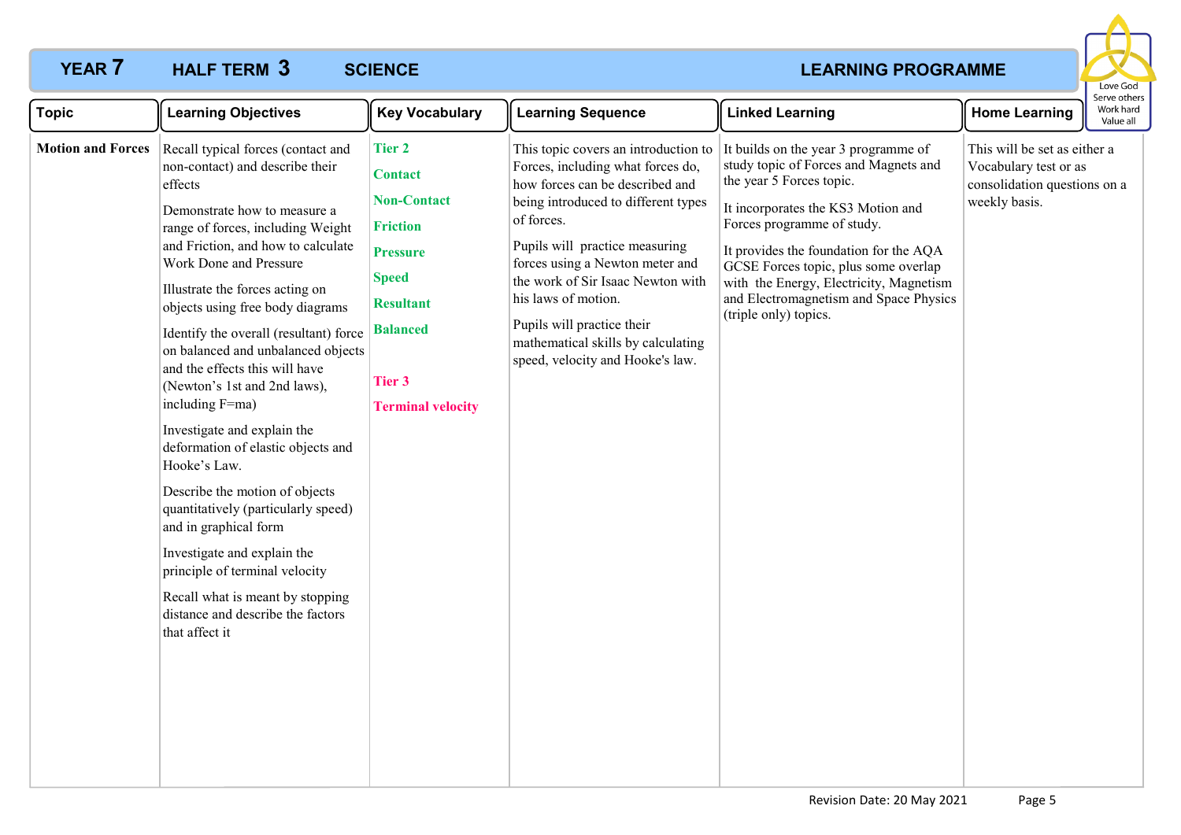# YEAR 7 HALF TERM 3 SCIENCE LEARNING PROGRAMME

| Topic | Learning Objectives | Key Vocabulary | Learning Sequence | Linked Learning | Home Learning |
|---|---|---|---|---|---|
| **Motion and Forces** | Recall typical forces (contact and non-contact) and describe their effects<br><br>Demonstrate how to measure a range of forces, including Weight and Friction, and how to calculate Work Done and Pressure<br><br>Illustrate the forces acting on objects using free body diagrams<br><br>Identify the overall (resultant) force on balanced and unbalanced objects and the effects this will have (Newton's 1st and 2nd laws), including F=ma)<br><br>Investigate and explain the deformation of elastic objects and Hooke's Law.<br><br>Describe the motion of objects quantitatively (particularly speed) and in graphical form<br><br>Investigate and explain the principle of terminal velocity<br><br>Recall what is meant by stopping distance and describe the factors that affect it | **Tier 2**<br><br>**Contact**<br><br>**Non-Contact**<br><br>**Friction**<br><br>**Pressure**<br><br>**Speed**<br><br>**Resultant**<br><br>**Balanced**<br><br>**Tier 3**<br><br>**Terminal velocity** | This topic covers an introduction to Forces, including what forces do, how forces can be described and being introduced to different types of forces.<br><br>Pupils will practice measuring forces using a Newton meter and the work of Sir Isaac Newton with his laws of motion.<br><br>Pupils will practice their mathematical skills by calculating speed, velocity and Hooke's law. | It builds on the year 3 programme of study topic of Forces and Magnets and the year 5 Forces topic.<br><br>It incorporates the KS3 Motion and Forces programme of study.<br><br>It provides the foundation for the AQA GCSE Forces topic, plus some overlap with the Energy, Electricity, Magnetism and Electromagnetism and Space Physics (triple only) topics. | This will be set as either a Vocabulary test or as consolidation questions on a weekly basis. |

Revision Date: 20 May 2021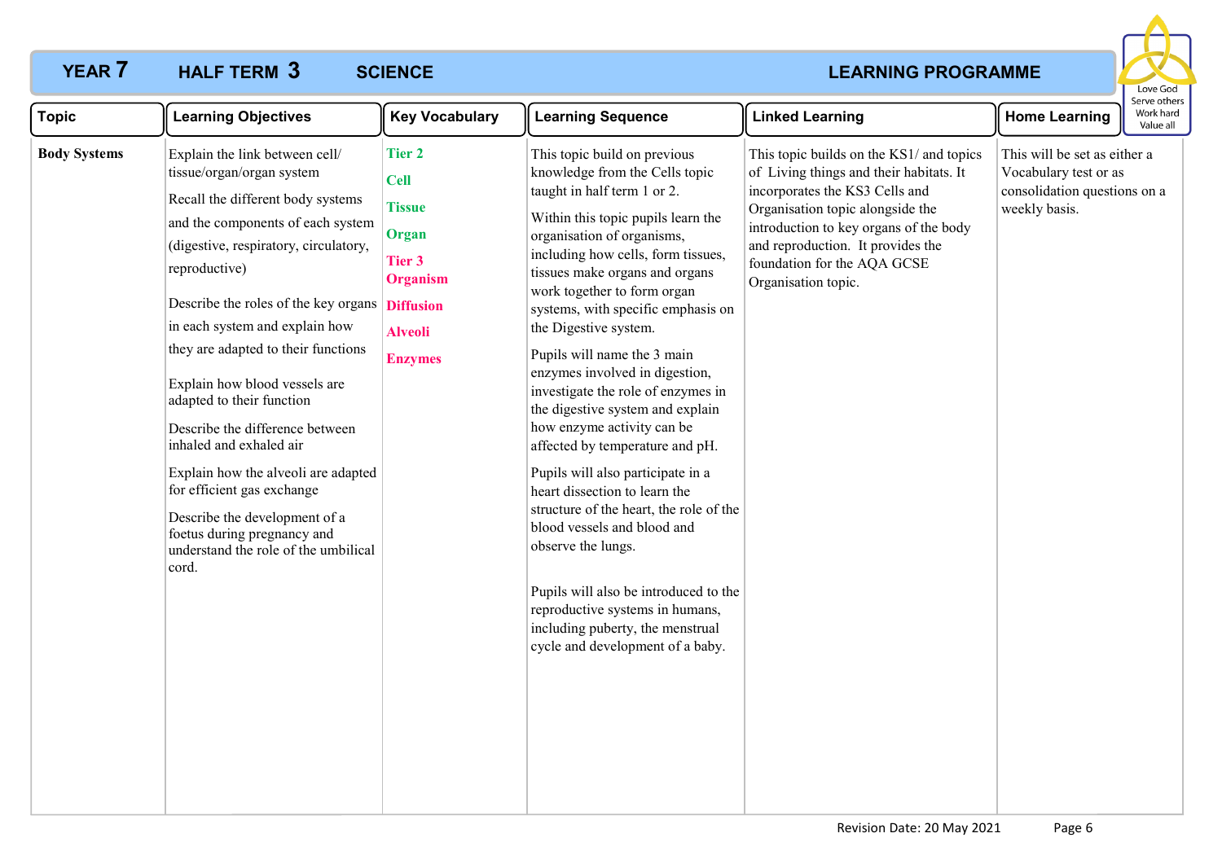# YEAR 7 HALF TERM 3 SCIENCE LEARNING PROGRAMME

Love God
Serve others
Work hard
Value all

| Topic | Learning Objectives | Key Vocabulary | Learning Sequence | Linked Learning | Home Learning |
|---|---|---|---|---|---|
| **Body Systems** | Explain the link between cell/ tissue/organ/organ system<br><br>Recall the different body systems and the components of each system (digestive, respiratory, circulatory, reproductive)<br><br>Describe the roles of the key organs in each system and explain how they are adapted to their functions<br><br>Explain how blood vessels are adapted to their function<br><br>Describe the difference between inhaled and exhaled air<br><br>Explain how the alveoli are adapted for efficient gas exchange<br><br>Describe the development of a foetus during pregnancy and understand the role of the umbilical cord. | **Tier 2**<br>**Cell**<br>**Tissue**<br>**Organ**<br>**Tier 3**<br>**Organism**<br>**Diffusion**<br>**Alveoli**<br>**Enzymes** | This topic build on previous knowledge from the Cells topic taught in half term 1 or 2.<br><br>Within this topic pupils learn the organisation of organisms, including how cells, form tissues, tissues make organs and organs work together to form organ systems, with specific emphasis on the Digestive system.<br><br>Pupils will name the 3 main enzymes involved in digestion, investigate the role of enzymes in the digestive system and explain how enzyme activity can be affected by temperature and pH.<br><br>Pupils will also participate in a heart dissection to learn the structure of the heart, the role of the blood vessels and blood and observe the lungs.<br><br>Pupils will also be introduced to the reproductive systems in humans, including puberty, the menstrual cycle and development of a baby. | This topic builds on the KS1/ and topics of Living things and their habitats. It incorporates the KS3 Cells and Organisation topic alongside the introduction to key organs of the body and reproduction. It provides the foundation for the AQA GCSE Organisation topic. | This will be set as either a Vocabulary test or as consolidation questions on a weekly basis. |

Revision Date: 20 May 2021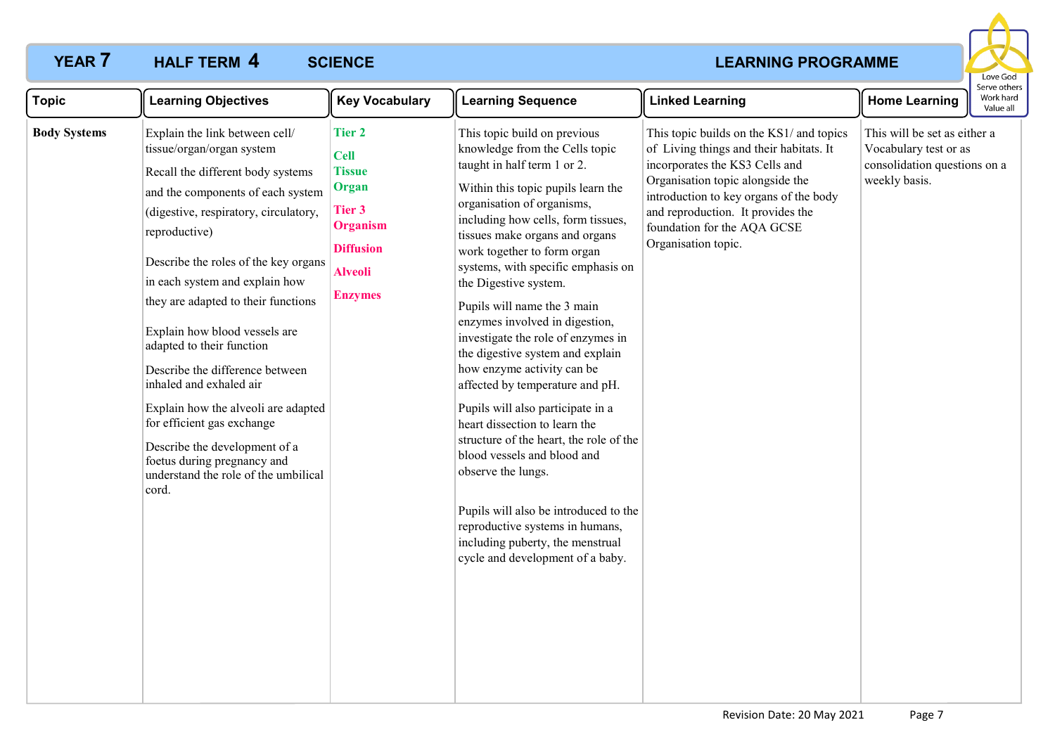# YEAR 7 HALF TERM 4 SCIENCE LEARNING PROGRAMME

Love God
Serve others
Work hard
Value all

| Topic | Learning Objectives | Key Vocabulary | Learning Sequence | Linked Learning | Home Learning |
|---|---|---|---|---|---|
| **Body Systems** | Explain the link between cell/ tissue/organ/organ system<br><br>Recall the different body systems and the components of each system (digestive, respiratory, circulatory, reproductive)<br><br>Describe the roles of the key organs in each system and explain how they are adapted to their functions<br><br>Explain how blood vessels are adapted to their function<br><br>Describe the difference between inhaled and exhaled air<br><br>Explain how the alveoli are adapted for efficient gas exchange<br><br>Describe the development of a foetus during pregnancy and understand the role of the umbilical cord. | **Tier 2**<br><br>**Cell**<br>**Tissue**<br>**Organ**<br><br>**Tier 3**<br>**Organism**<br><br>**Diffusion**<br><br>**Alveoli**<br><br>**Enzymes** | This topic build on previous knowledge from the Cells topic taught in half term 1 or 2.<br><br>Within this topic pupils learn the organisation of organisms, including how cells, form tissues, tissues make organs and organs work together to form organ systems, with specific emphasis on the Digestive system.<br><br>Pupils will name the 3 main enzymes involved in digestion, investigate the role of enzymes in the digestive system and explain how enzyme activity can be affected by temperature and pH.<br><br>Pupils will also participate in a heart dissection to learn the structure of the heart, the role of the blood vessels and blood and observe the lungs.<br><br>Pupils will also be introduced to the reproductive systems in humans, including puberty, the menstrual cycle and development of a baby. | This topic builds on the KS1/ and topics of Living things and their habitats. It incorporates the KS3 Cells and Organisation topic alongside the introduction to key organs of the body and reproduction. It provides the foundation for the AQA GCSE Organisation topic. | This will be set as either a Vocabulary test or as consolidation questions on a weekly basis. |

Revision Date: 20 May 2021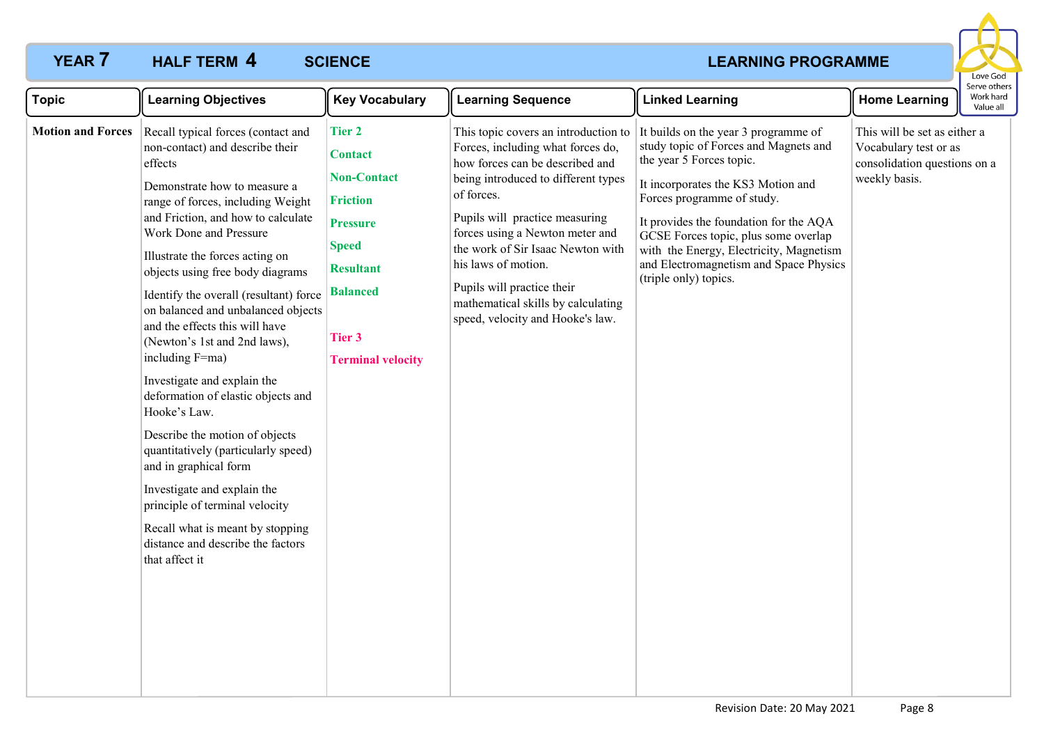# YEAR 7 HALF TERM 4 SCIENCE LEARNING PROGRAMME

| Topic | Learning Objectives | Key Vocabulary | Learning Sequence | Linked Learning | Home Learning |
|---|---|---|---|---|---|
| **Motion and Forces** | Recall typical forces (contact and non-contact) and describe their effects<br><br>Demonstrate how to measure a range of forces, including Weight and Friction, and how to calculate Work Done and Pressure<br><br>Illustrate the forces acting on objects using free body diagrams<br><br>Identify the overall (resultant) force on balanced and unbalanced objects and the effects this will have (Newton's 1st and 2nd laws), including F=ma)<br><br>Investigate and explain the deformation of elastic objects and Hooke's Law.<br><br>Describe the motion of objects quantitatively (particularly speed) and in graphical form<br><br>Investigate and explain the principle of terminal velocity<br><br>Recall what is meant by stopping distance and describe the factors that affect it | **Tier 2**<br>**Contact**<br>**Non-Contact**<br>**Friction**<br>**Pressure**<br>**Speed**<br>**Resultant**<br>**Balanced**<br><br>**Tier 3**<br>**Terminal velocity** | This topic covers an introduction to Forces, including what forces do, how forces can be described and being introduced to different types of forces.<br><br>Pupils will practice measuring forces using a Newton meter and the work of Sir Isaac Newton with his laws of motion.<br><br>Pupils will practice their mathematical skills by calculating speed, velocity and Hooke's law. | It builds on the year 3 programme of study topic of Forces and Magnets and the year 5 Forces topic.<br><br>It incorporates the KS3 Motion and Forces programme of study.<br><br>It provides the foundation for the AQA GCSE Forces topic, plus some overlap with the Energy, Electricity, Magnetism and Electromagnetism and Space Physics (triple only) topics. | This will be set as either a Vocabulary test or as consolidation questions on a weekly basis. |

Revision Date: 20 May 2021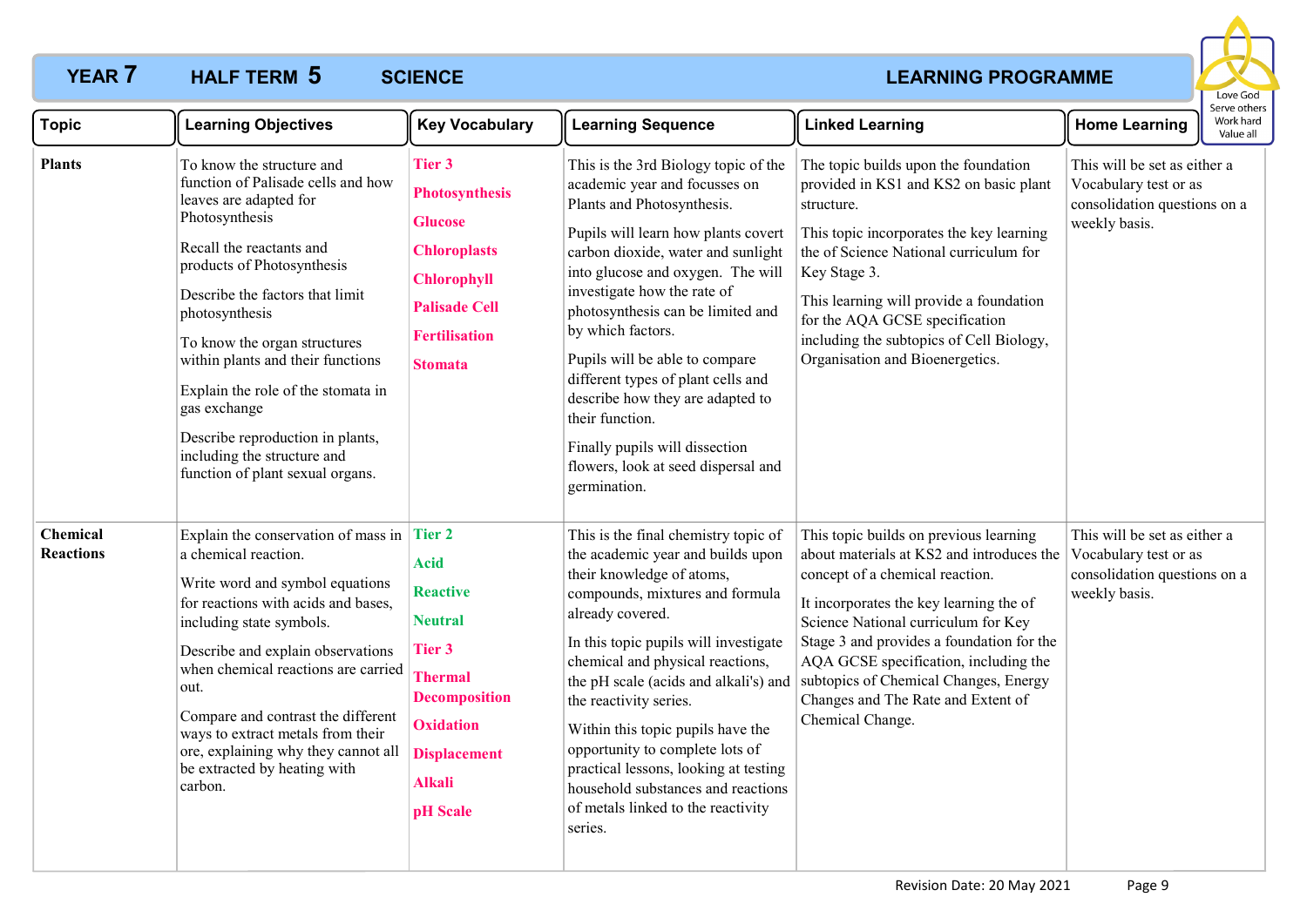# YEAR 7 HALF TERM 5 SCIENCE LEARNING PROGRAMME

Love God
Serve others
Work hard
Value all

| Topic | Learning Objectives | Key Vocabulary | Learning Sequence | Linked Learning | Home Learning |
|---|---|---|---|---|---|
| **Plants** | To know the structure and function of Palisade cells and how leaves are adapted for Photosynthesis<br><br>Recall the reactants and products of Photosynthesis<br><br>Describe the factors that limit photosynthesis<br><br>To know the organ structures within plants and their functions<br><br>Explain the role of the stomata in gas exchange<br><br>Describe reproduction in plants, including the structure and function of plant sexual organs. | **Tier 3**<br>**Photosynthesis**<br>**Glucose**<br>**Chloroplasts**<br>**Chlorophyll**<br>**Palisade Cell**<br>**Fertilisation**<br>**Stomata** | This is the 3rd Biology topic of the academic year and focusses on Plants and Photosynthesis.<br><br>Pupils will learn how plants covert carbon dioxide, water and sunlight into glucose and oxygen. The will investigate how the rate of photosynthesis can be limited and by which factors.<br><br>Pupils will be able to compare different types of plant cells and describe how they are adapted to their function.<br><br>Finally pupils will dissection flowers, look at seed dispersal and germination. | The topic builds upon the foundation provided in KS1 and KS2 on basic plant structure.<br><br>This topic incorporates the key learning the of Science National curriculum for Key Stage 3.<br><br>This learning will provide a foundation for the AQA GCSE specification including the subtopics of Cell Biology, Organisation and Bioenergetics. | This will be set as either a Vocabulary test or as consolidation questions on a weekly basis. |
| **Chemical Reactions** | Explain the conservation of mass in a chemical reaction.<br><br>Write word and symbol equations for reactions with acids and bases, including state symbols.<br><br>Describe and explain observations when chemical reactions are carried out.<br><br>Compare and contrast the different ways to extract metals from their ore, explaining why they cannot all be extracted by heating with carbon. | **Tier 2**<br>**Acid**<br>**Reactive**<br>**Neutral**<br>**Tier 3**<br>**Thermal Decomposition**<br>**Oxidation**<br>**Displacement**<br>**Alkali**<br>**pH Scale** | This is the final chemistry topic of the academic year and builds upon their knowledge of atoms, compounds, mixtures and formula already covered.<br><br>In this topic pupils will investigate chemical and physical reactions, the pH scale (acids and alkali's) and the reactivity series.<br><br>Within this topic pupils have the opportunity to complete lots of practical lessons, looking at testing household substances and reactions of metals linked to the reactivity series. | This topic builds on previous learning about materials at KS2 and introduces the concept of a chemical reaction.<br><br>It incorporates the key learning the of Science National curriculum for Key Stage 3 and provides a foundation for the AQA GCSE specification, including the subtopics of Chemical Changes, Energy Changes and The Rate and Extent of Chemical Change. | This will be set as either a Vocabulary test or as consolidation questions on a weekly basis. |

Revision Date: 20 May 2021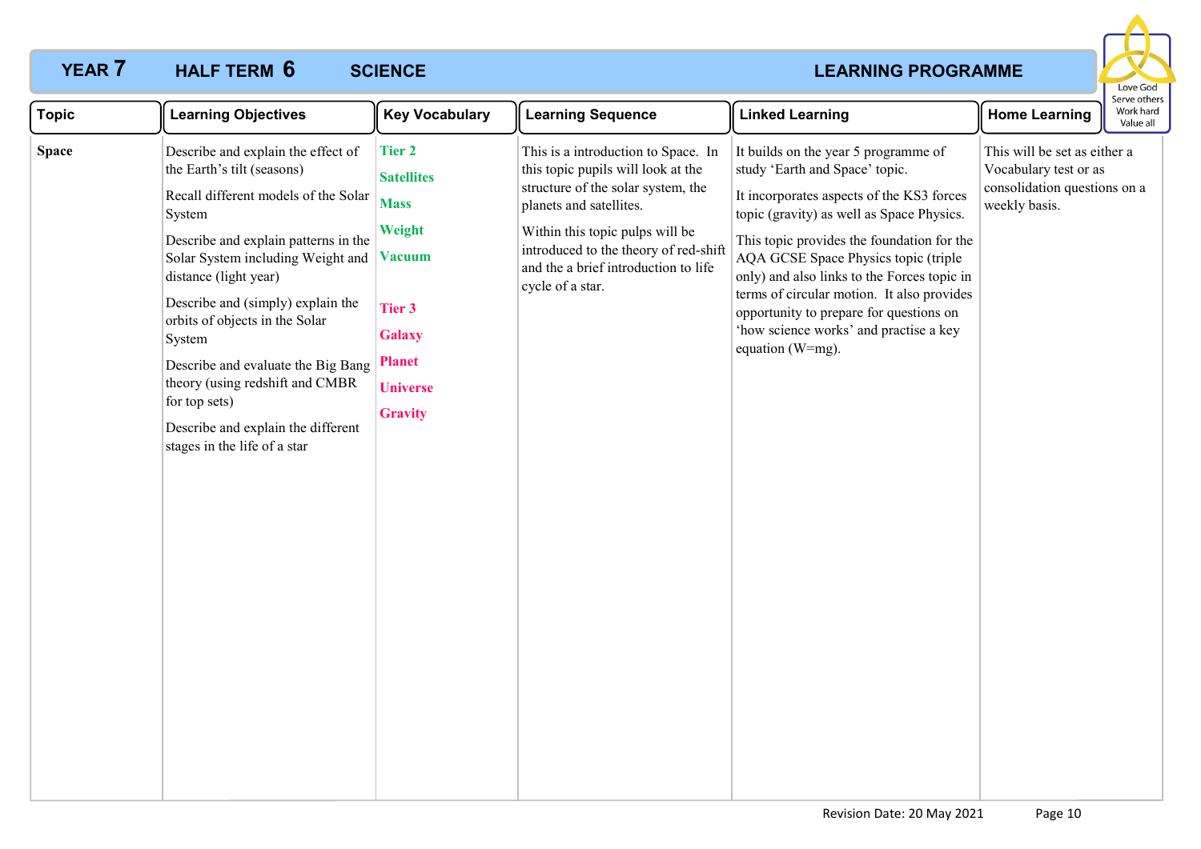# YEAR 7 HALF TERM 6 SCIENCE LEARNING PROGRAMME

Love God
Serve others
Work hard
Value all

| Topic | Learning Objectives | Key Vocabulary | Learning Sequence | Linked Learning | Home Learning |
|---|---|---|---|---|---|
| **Space** | Describe and explain the effect of the Earth's tilt (seasons)<br><br>Recall different models of the Solar System<br><br>Describe and explain patterns in the Solar System including Weight and distance (light year)<br><br>Describe and (simply) explain the orbits of objects in the Solar System<br><br>Describe and evaluate the Big Bang theory (using redshift and CMBR for top sets)<br><br>Describe and explain the different stages in the life of a star | **Tier 2**<br>**Satellites**<br>**Mass**<br>**Weight**<br>**Vacuum**<br><br>**Tier 3**<br>**Galaxy**<br>**Planet**<br>**Universe**<br>**Gravity** | This is a introduction to Space. In this topic pupils will look at the structure of the solar system, the planets and satellites.<br><br>Within this topic pulps will be introduced to the theory of red-shift and the a brief introduction to life cycle of a star. | It builds on the year 5 programme of study 'Earth and Space' topic.<br><br>It incorporates aspects of the KS3 forces topic (gravity) as well as Space Physics.<br><br>This topic provides the foundation for the AQA GCSE Space Physics topic (triple only) and also links to the Forces topic in terms of circular motion. It also provides opportunity to prepare for questions on 'how science works' and practise a key equation (W=mg). | This will be set as either a Vocabulary test or as consolidation questions on a weekly basis. |

Revision Date: 20 May 2021